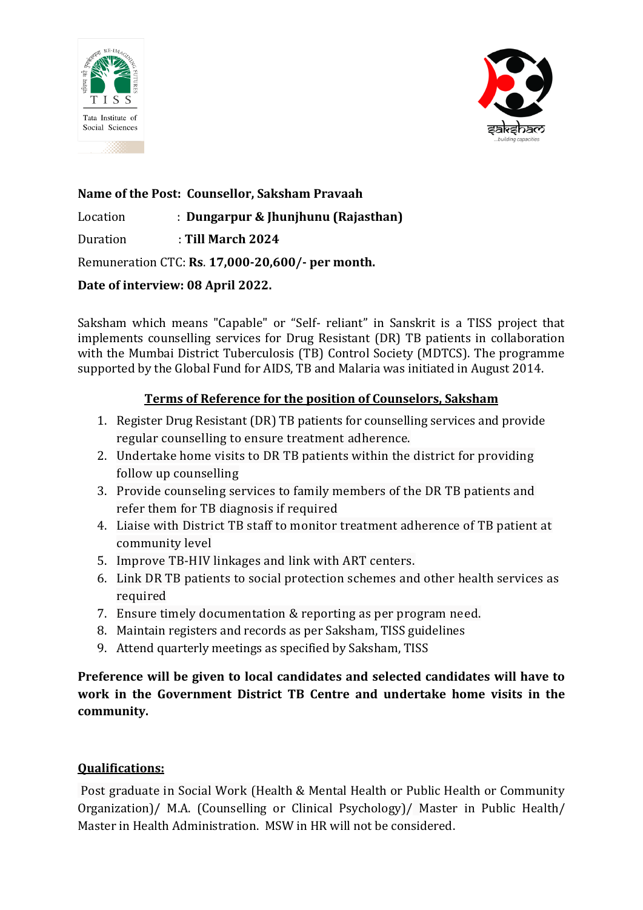**Name of the Post: Counsellor, Saksham Pravaah**

Location : **Dungarpur & Jhunjhunu (Rajasthan)**

Duration : **Till March 2024**

Remuneration CTC: **Rs. 17,000-20,600/- per month.**

**Date of interview: 08 April 2022.**

Saksham which means "Capable" or "Self- reliant" in Sanskrit is a TISS project that implements counselling services for Drug Resistant (DR) TB patients in collaboration with the Mumbai District Tuberculosis (TB) Control Society (MDTCS). The programme supported by the Global Fund for AIDS, TB and Malaria was initiated in August 2014.

**<u>Terms of Reference for the position of Counselors, Saksham</u>**

1. Register Drug Resistant (DR) TB patients for counselling services and provide regular counselling to ensure treatment adherence.
2. Undertake home visits to DR TB patients within the district for providing follow up counselling
3. Provide counseling services to family members of the DR TB patients and refer them for TB diagnosis if required
4. Liaise with District TB staff to monitor treatment adherence of TB patient at community level
5. Improve TB-HIV linkages and link with ART centers.
6. Link DR TB patients to social protection schemes and other health services as required
7. Ensure timely documentation & reporting as per program need.
8. Maintain registers and records as per Saksham, TISS guidelines
9. Attend quarterly meetings as specified by Saksham, TISS

**Preference will be given to local candidates and selected candidates will have to work in the Government District TB Centre and undertake home visits in the community.**

**<u>Qualifications:</u>**

Post graduate in Social Work (Health & Mental Health or Public Health or Community Organization)/ M.A. (Counselling or Clinical Psychology)/ Master in Public Health/ Master in Health Administration. MSW in HR will not be considered.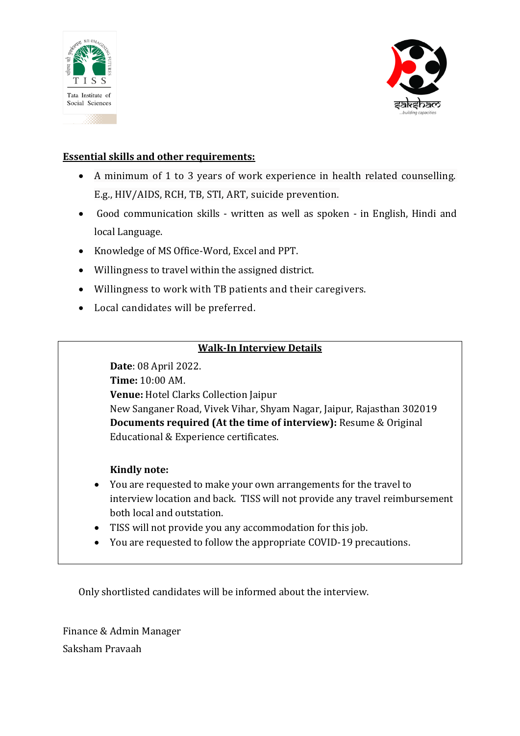**Essential skills and other requirements:**

- A minimum of 1 to 3 years of work experience in health related counselling. E.g., HIV/AIDS, RCH, TB, STI, ART, suicide prevention.
- Good communication skills - written as well as spoken - in English, Hindi and local Language.
- Knowledge of MS Office-Word, Excel and PPT.
- Willingness to travel within the assigned district.
- Willingness to work with TB patients and their caregivers.
- Local candidates will be preferred.

**Walk-In Interview Details**

**Date**: 08 April 2022.
**Time:** 10:00 AM.
**Venue:** Hotel Clarks Collection Jaipur
New Sanganer Road, Vivek Vihar, Shyam Nagar, Jaipur, Rajasthan 302019
**Documents required (At the time of interview):** Resume & Original Educational & Experience certificates.

**Kindly note:**

- You are requested to make your own arrangements for the travel to interview location and back. TISS will not provide any travel reimbursement both local and outstation.
- TISS will not provide you any accommodation for this job.
- You are requested to follow the appropriate COVID-19 precautions.

Only shortlisted candidates will be informed about the interview.

Finance & Admin Manager
Saksham Pravaah